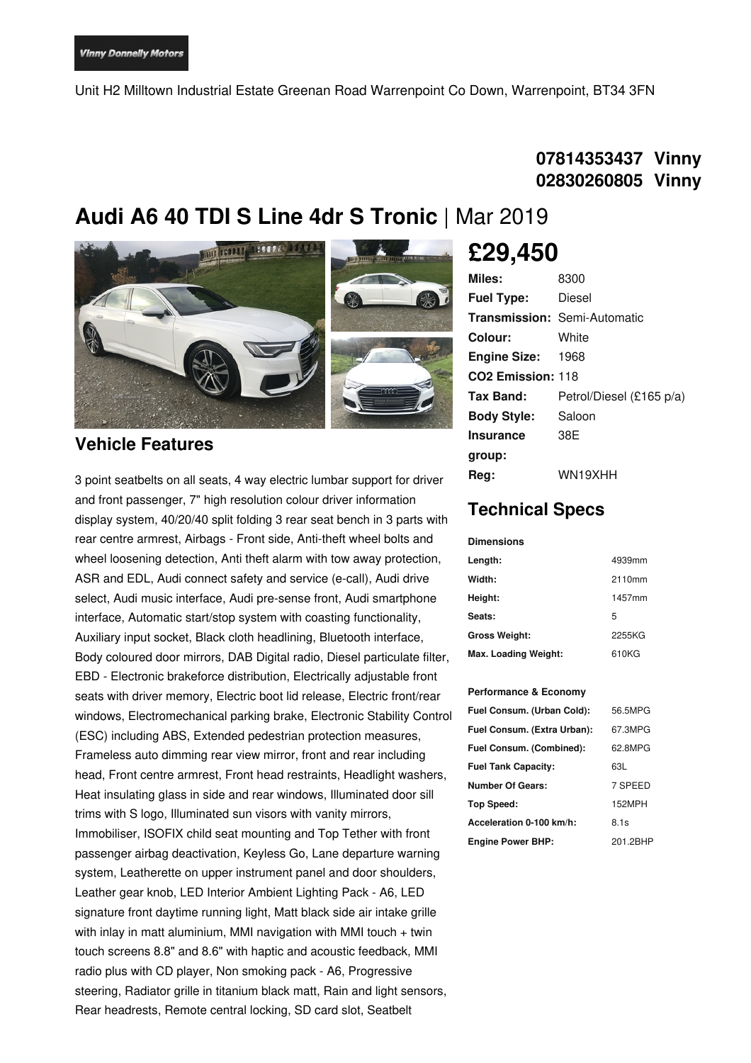Vinny Donnelly Motors

Unit H2 Milltown Industrial Estate Greenan Road Warrenpoint Co Down, Warrenpoint, BT34 3FN

**07814353437 Vinny**
**02830260805 Vinny**

# Audi A6 40 TDI S Line 4dr S Tronic | Mar 2019

## £29,450

| | |
|---|---|
| **Miles:** | 8300 |
| **Fuel Type:** | Diesel |
| **Transmission:** | Semi-Automatic |
| **Colour:** | White |
| **Engine Size:** | 1968 |
| **CO2 Emission:** | 118 |
| **Tax Band:** | Petrol/Diesel (£165 p/a) |
| **Body Style:** | Saloon |
| **Insurance group:** | 38E |
| **Reg:** | WN19XHH |

## Vehicle Features

3 point seatbelts on all seats, 4 way electric lumbar support for driver and front passenger, 7" high resolution colour driver information display system, 40/20/40 split folding 3 rear seat bench in 3 parts with rear centre armrest, Airbags - Front side, Anti-theft wheel bolts and wheel loosening detection, Anti theft alarm with tow away protection, ASR and EDL, Audi connect safety and service (e-call), Audi drive select, Audi music interface, Audi pre-sense front, Audi smartphone interface, Automatic start/stop system with coasting functionality, Auxiliary input socket, Black cloth headlining, Bluetooth interface, Body coloured door mirrors, DAB Digital radio, Diesel particulate filter, EBD - Electronic brakeforce distribution, Electrically adjustable front seats with driver memory, Electric boot lid release, Electric front/rear windows, Electromechanical parking brake, Electronic Stability Control (ESC) including ABS, Extended pedestrian protection measures, Frameless auto dimming rear view mirror, front and rear including head, Front centre armrest, Front head restraints, Headlight washers, Heat insulating glass in side and rear windows, Illuminated door sill trims with S logo, Illuminated sun visors with vanity mirrors, Immobiliser, ISOFIX child seat mounting and Top Tether with front passenger airbag deactivation, Keyless Go, Lane departure warning system, Leatherette on upper instrument panel and door shoulders, Leather gear knob, LED Interior Ambient Lighting Pack - A6, LED signature front daytime running light, Matt black side air intake grille with inlay in matt aluminium, MMI navigation with MMI touch + twin touch screens 8.8" and 8.6" with haptic and acoustic feedback, MMI radio plus with CD player, Non smoking pack - A6, Progressive steering, Radiator grille in titanium black matt, Rain and light sensors, Rear headrests, Remote central locking, SD card slot, Seatbelt

## Technical Specs

**Dimensions**

| | |
|---|---|
| **Length:** | 4939mm |
| **Width:** | 2110mm |
| **Height:** | 1457mm |
| **Seats:** | 5 |
| **Gross Weight:** | 2255KG |
| **Max. Loading Weight:** | 610KG |

**Performance & Economy**

| | |
|---|---|
| **Fuel Consum. (Urban Cold):** | 56.5MPG |
| **Fuel Consum. (Extra Urban):** | 67.3MPG |
| **Fuel Consum. (Combined):** | 62.8MPG |
| **Fuel Tank Capacity:** | 63L |
| **Number Of Gears:** | 7 SPEED |
| **Top Speed:** | 152MPH |
| **Acceleration 0-100 km/h:** | 8.1s |
| **Engine Power BHP:** | 201.2BHP |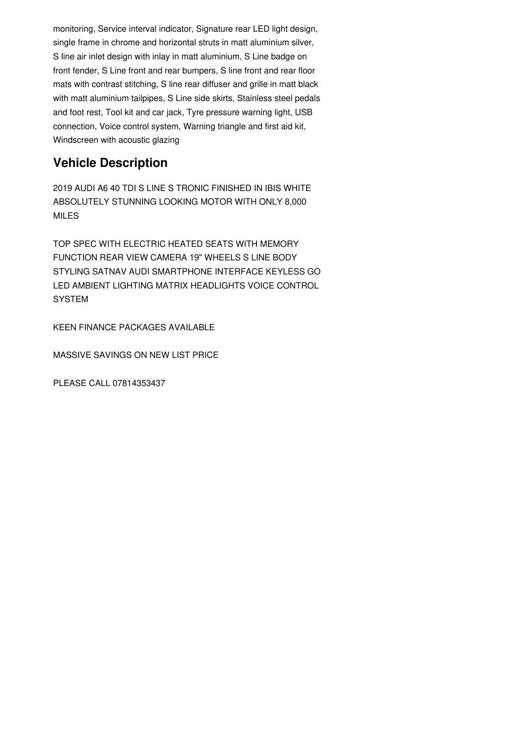monitoring, Service interval indicator, Signature rear LED light design, single frame in chrome and horizontal struts in matt aluminium silver, S line air inlet design with inlay in matt aluminium, S Line badge on front fender, S Line front and rear bumpers, S line front and rear floor mats with contrast stitching, S line rear diffuser and grille in matt black with matt aluminium tailpipes, S Line side skirts, Stainless steel pedals and foot rest, Tool kit and car jack, Tyre pressure warning light, USB connection, Voice control system, Warning triangle and first aid kit, Windscreen with acoustic glazing

## Vehicle Description

2019 AUDI A6 40 TDI S LINE S TRONIC FINISHED IN IBIS WHITE ABSOLUTELY STUNNING LOOKING MOTOR WITH ONLY 8,000 MILES

TOP SPEC WITH ELECTRIC HEATED SEATS WITH MEMORY FUNCTION REAR VIEW CAMERA 19" WHEELS S LINE BODY STYLING SATNAV AUDI SMARTPHONE INTERFACE KEYLESS GO LED AMBIENT LIGHTING MATRIX HEADLIGHTS VOICE CONTROL SYSTEM

KEEN FINANCE PACKAGES AVAILABLE

MASSIVE SAVINGS ON NEW LIST PRICE

PLEASE CALL 07814353437